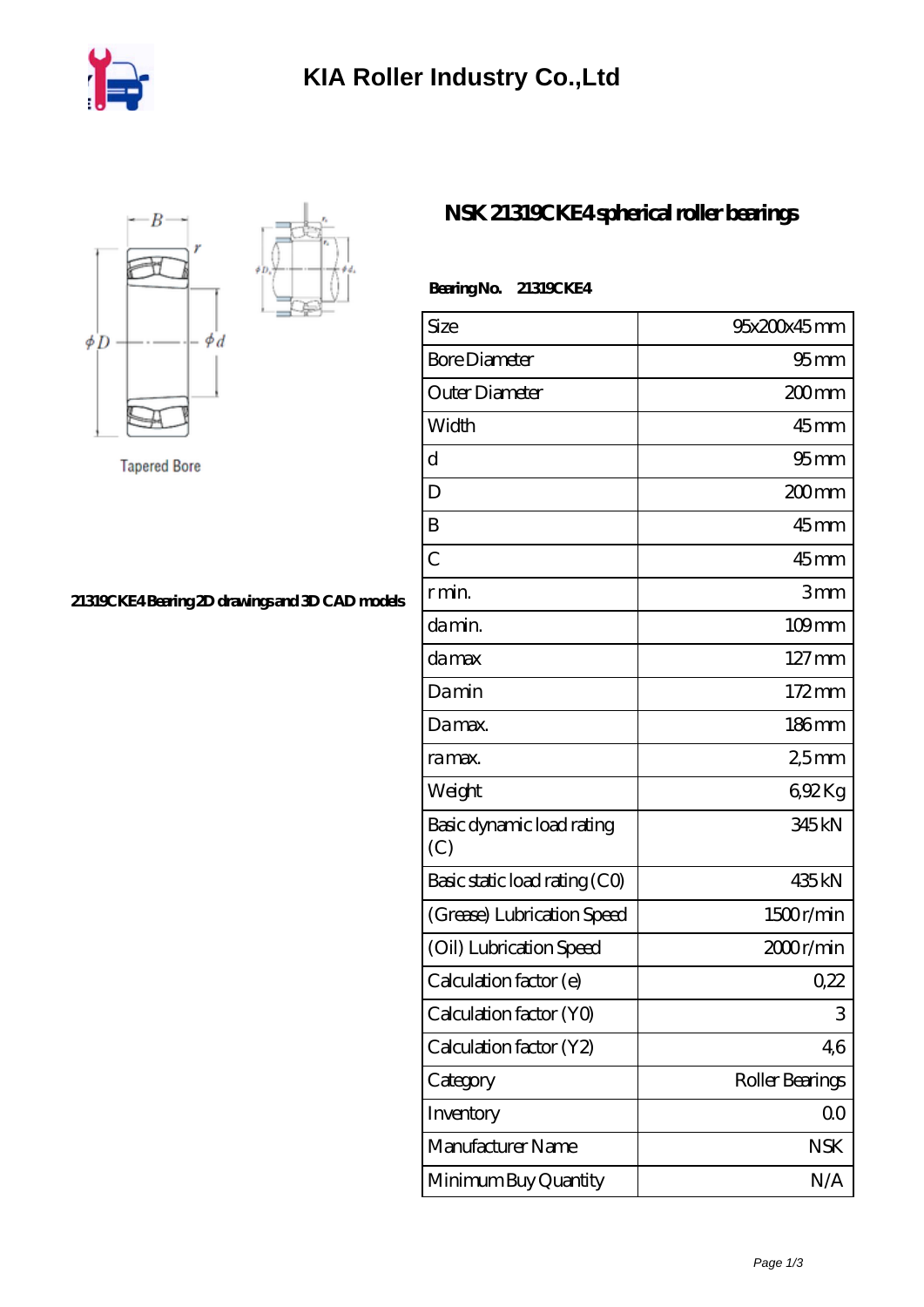# KIA Roller Industry Co.,Ltd

Tapered Bore

21319CKE4 Bearing 2D drawings and 3D CAD models

## NSK 21319CKE4 spherical roller bearings

**Bearing No.** 21319CKE4

| Size | 95x200x45 mm |
|---|---|
| Bore Diameter | 95 mm |
| Outer Diameter | 200 mm |
| Width | 45 mm |
| d | 95 mm |
| D | 200 mm |
| B | 45 mm |
| C | 45 mm |
| r min. | 3 mm |
| da min. | 109 mm |
| da max | 127 mm |
| Da min | 172 mm |
| Da max. | 186 mm |
| ra max. | 2,5 mm |
| Weight | 6,92 Kg |
| Basic dynamic load rating (C) | 345 kN |
| Basic static load rating (C0) | 435 kN |
| (Grease) Lubrication Speed | 1500 r/min |
| (Oil) Lubrication Speed | 2000 r/min |
| Calculation factor (e) | 0,22 |
| Calculation factor (Y0) | 3 |
| Calculation factor (Y2) | 4,6 |
| Category | Roller Bearings |
| Inventory | 0.0 |
| Manufacturer Name | NSK |
| Minimum Buy Quantity | N/A |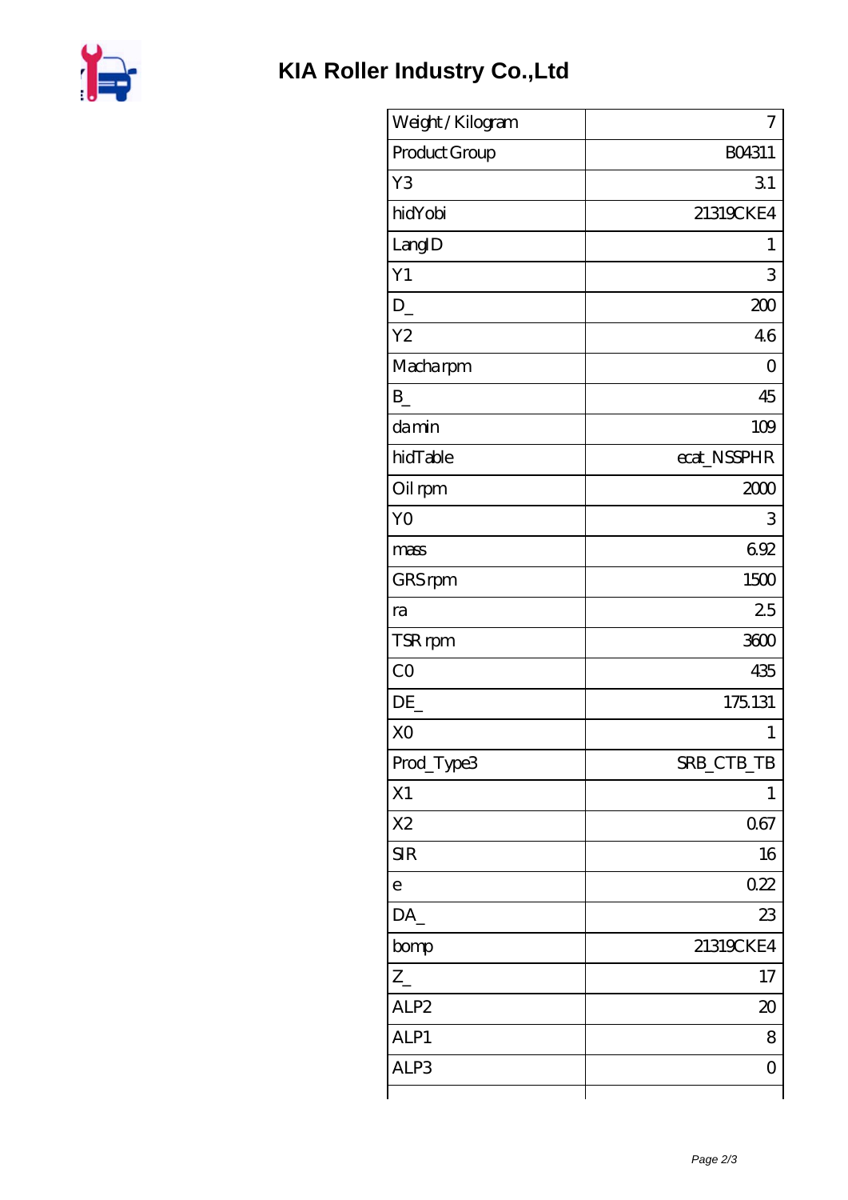# KIA Roller Industry Co.,Ltd

| Weight / Kilogram | 7 |
|---|---|
| Product Group | B04311 |
| Y3 | 3.1 |
| hidYobi | 21319CKE4 |
| LangID | 1 |
| Y1 | 3 |
| D_ | 200 |
| Y2 | 4.6 |
| Macharpm | 0 |
| B_ | 45 |
| damin | 109 |
| hidTable | ecat_NSSPHR |
| Oil rpm | 2000 |
| Y0 | 3 |
| mass | 6.92 |
| GRS rpm | 1500 |
| ra | 2.5 |
| TSR rpm | 3600 |
| C0 | 435 |
| DE_ | 175.131 |
| X0 | 1 |
| Prod_Type3 | SRB_CTB_TB |
| X1 | 1 |
| X2 | 0.67 |
| SIR | 16 |
| e | 0.22 |
| DA_ | 23 |
| bomp | 21319CKE4 |
| Z_ | 17 |
| ALP2 | 20 |
| ALP1 | 8 |
| ALP3 | 0 |
| | |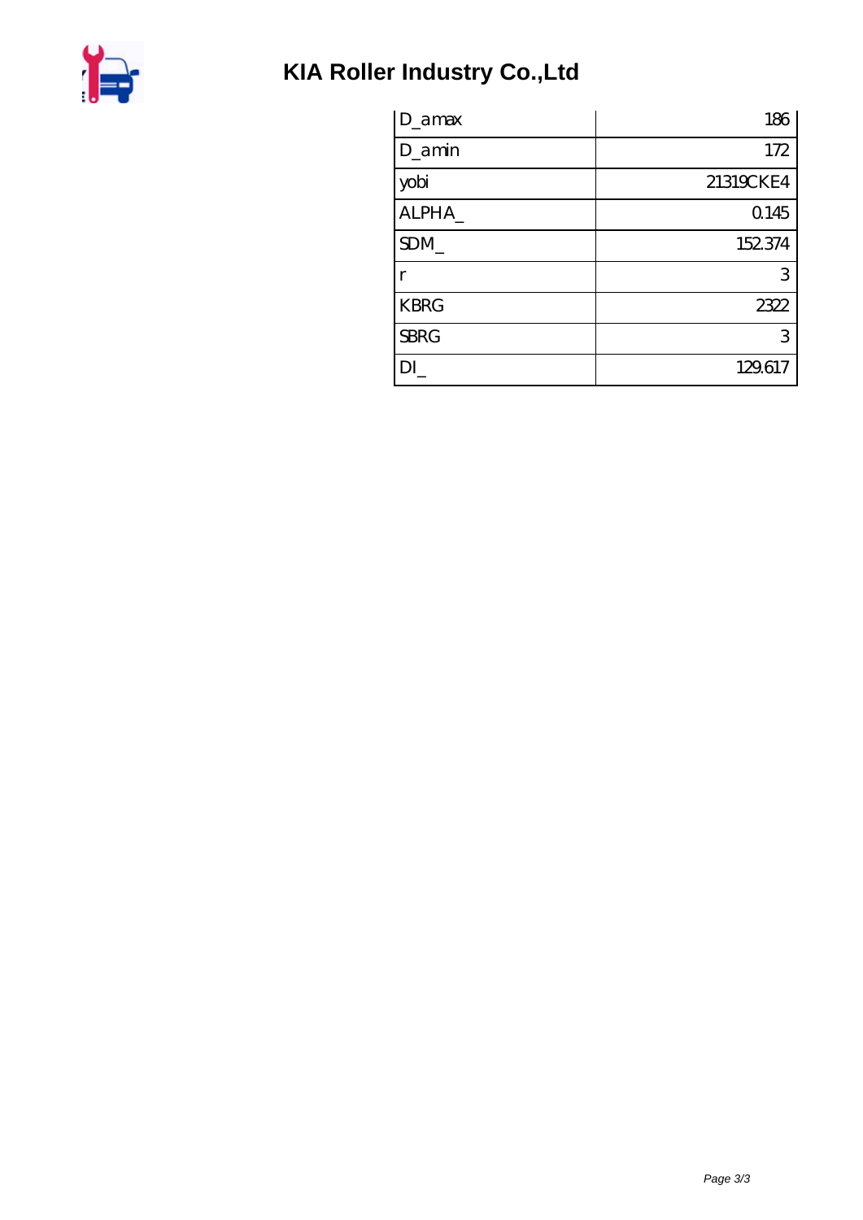| | |
|---|---|
| D_amax | 186 |
| D_amin | 172 |
| yobi | 21319CKE4 |
| ALPHA_ | 0.145 |
| SDM_ | 152.374 |
| r | 3 |
| KBRG | 2322 |
| SBRG | 3 |
| DI_ | 129.617 |